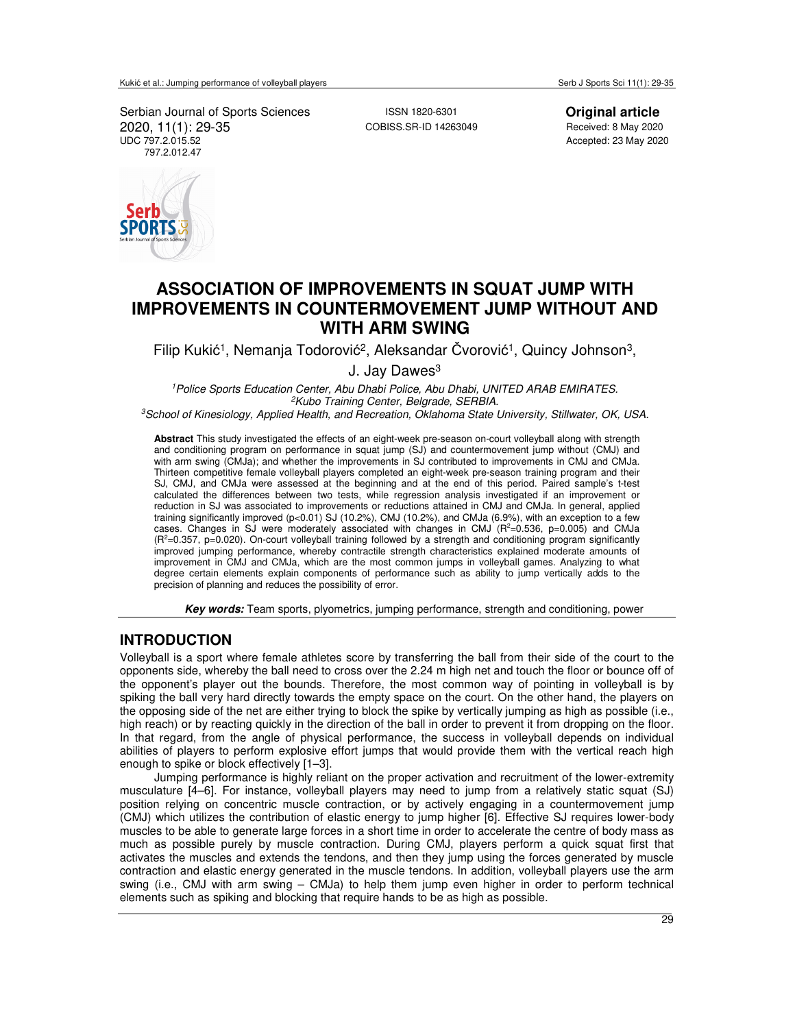Serbian Journal of Sports Sciences
2020, 11(1): 29-35
UDC 797.2.015.52
797.2.012.47

ISSN 1820-6301
COBISS.SR-ID 14263049

**Original article**
Received: 8 May 2020
Accepted: 23 May 2020

# ASSOCIATION OF IMPROVEMENTS IN SQUAT JUMP WITH IMPROVEMENTS IN COUNTERMOVEMENT JUMP WITHOUT AND WITH ARM SWING

Filip Kukić[1], Nemanja Todorović[2], Aleksandar Čvorović[1], Quincy Johnson[3], J. Jay Dawes[3]

[1]*Police Sports Education Center, Abu Dhabi Police, Abu Dhabi, UNITED ARAB EMIRATES.*
[2]*Kubo Training Center, Belgrade, SERBIA.*
[3]*School of Kinesiology, Applied Health, and Recreation, Oklahoma State University, Stillwater, OK, USA.*

**Abstract** This study investigated the effects of an eight-week pre-season on-court volleyball along with strength and conditioning program on performance in squat jump (SJ) and countermovement jump without (CMJ) and with arm swing (CMJa); and whether the improvements in SJ contributed to improvements in CMJ and CMJa. Thirteen competitive female volleyball players completed an eight-week pre-season training program and their SJ, CMJ, and CMJa were assessed at the beginning and at the end of this period. Paired sample's t-test calculated the differences between two tests, while regression analysis investigated if an improvement or reduction in SJ was associated to improvements or reductions attained in CMJ and CMJa. In general, applied training significantly improved ($p<0.01$) SJ (10.2%), CMJ (10.2%), and CMJa (6.9%), with an exception to a few cases. Changes in SJ were moderately associated with changes in CMJ ($R^2=0.536$, $p=0.005$) and CMJa ($R^2=0.357$, $p=0.020$). On-court volleyball training followed by a strength and conditioning program significantly improved jumping performance, whereby contractile strength characteristics explained moderate amounts of improvement in CMJ and CMJa, which are the most common jumps in volleyball games. Analyzing to what degree certain elements explain components of performance such as ability to jump vertically adds to the precision of planning and reduces the possibility of error.

***Key words:*** Team sports, plyometrics, jumping performance, strength and conditioning, power

## INTRODUCTION

Volleyball is a sport where female athletes score by transferring the ball from their side of the court to the opponents side, whereby the ball need to cross over the 2.24 m high net and touch the floor or bounce off of the opponent's player out the bounds. Therefore, the most common way of pointing in volleyball is by spiking the ball very hard directly towards the empty space on the court. On the other hand, the players on the opposing side of the net are either trying to block the spike by vertically jumping as high as possible (i.e., high reach) or by reacting quickly in the direction of the ball in order to prevent it from dropping on the floor. In that regard, from the angle of physical performance, the success in volleyball depends on individual abilities of players to perform explosive effort jumps that would provide them with the vertical reach high enough to spike or block effectively [1–3].

Jumping performance is highly reliant on the proper activation and recruitment of the lower-extremity musculature [4–6]. For instance, volleyball players may need to jump from a relatively static squat (SJ) position relying on concentric muscle contraction, or by actively engaging in a countermovement jump (CMJ) which utilizes the contribution of elastic energy to jump higher [6]. Effective SJ requires lower-body muscles to be able to generate large forces in a short time in order to accelerate the centre of body mass as much as possible purely by muscle contraction. During CMJ, players perform a quick squat first that activates the muscles and extends the tendons, and then they jump using the forces generated by muscle contraction and elastic energy generated in the muscle tendons. In addition, volleyball players use the arm swing (i.e., CMJ with arm swing – CMJa) to help them jump even higher in order to perform technical elements such as spiking and blocking that require hands to be as high as possible.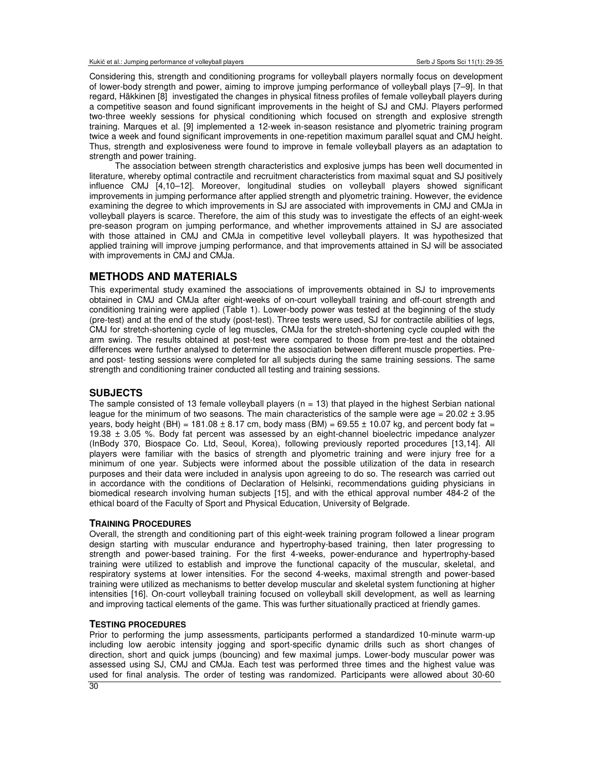Considering this, strength and conditioning programs for volleyball players normally focus on development of lower-body strength and power, aiming to improve jumping performance of volleyball plays [7–9]. In that regard, Häkkinen [8] investigated the changes in physical fitness profiles of female volleyball players during a competitive season and found significant improvements in the height of SJ and CMJ. Players performed two-three weekly sessions for physical conditioning which focused on strength and explosive strength training. Marques et al. [9] implemented a 12-week in-season resistance and plyometric training program twice a week and found significant improvements in one-repetition maximum parallel squat and CMJ height. Thus, strength and explosiveness were found to improve in female volleyball players as an adaptation to strength and power training.

The association between strength characteristics and explosive jumps has been well documented in literature, whereby optimal contractile and recruitment characteristics from maximal squat and SJ positively influence CMJ [4,10–12]. Moreover, longitudinal studies on volleyball players showed significant improvements in jumping performance after applied strength and plyometric training. However, the evidence examining the degree to which improvements in SJ are associated with improvements in CMJ and CMJa in volleyball players is scarce. Therefore, the aim of this study was to investigate the effects of an eight-week pre-season program on jumping performance, and whether improvements attained in SJ are associated with those attained in CMJ and CMJa in competitive level volleyball players. It was hypothesized that applied training will improve jumping performance, and that improvements attained in SJ will be associated with improvements in CMJ and CMJa.

## METHODS AND MATERIALS

This experimental study examined the associations of improvements obtained in SJ to improvements obtained in CMJ and CMJa after eight-weeks of on-court volleyball training and off-court strength and conditioning training were applied (Table 1). Lower-body power was tested at the beginning of the study (pre-test) and at the end of the study (post-test). Three tests were used, SJ for contractile abilities of legs, CMJ for stretch-shortening cycle of leg muscles, CMJa for the stretch-shortening cycle coupled with the arm swing. The results obtained at post-test were compared to those from pre-test and the obtained differences were further analysed to determine the association between different muscle properties. Pre- and post- testing sessions were completed for all subjects during the same training sessions. The same strength and conditioning trainer conducted all testing and training sessions.

## SUBJECTS

The sample consisted of 13 female volleyball players (n = 13) that played in the highest Serbian national league for the minimum of two seasons. The main characteristics of the sample were age = 20.02 ± 3.95 years, body height (BH) = 181.08 ± 8.17 cm, body mass (BM) = 69.55 ± 10.07 kg, and percent body fat = 19.38 ± 3.05 %. Body fat percent was assessed by an eight-channel bioelectric impedance analyzer (InBody 370, Biospace Co. Ltd, Seoul, Korea), following previously reported procedures [13,14]. All players were familiar with the basics of strength and plyometric training and were injury free for a minimum of one year. Subjects were informed about the possible utilization of the data in research purposes and their data were included in analysis upon agreeing to do so. The research was carried out in accordance with the conditions of Declaration of Helsinki, recommendations guiding physicians in biomedical research involving human subjects [15], and with the ethical approval number 484-2 of the ethical board of the Faculty of Sport and Physical Education, University of Belgrade.

### TRAINING PROCEDURES

Overall, the strength and conditioning part of this eight-week training program followed a linear program design starting with muscular endurance and hypertrophy-based training, then later progressing to strength and power-based training. For the first 4-weeks, power-endurance and hypertrophy-based training were utilized to establish and improve the functional capacity of the muscular, skeletal, and respiratory systems at lower intensities. For the second 4-weeks, maximal strength and power-based training were utilized as mechanisms to better develop muscular and skeletal system functioning at higher intensities [16]. On-court volleyball training focused on volleyball skill development, as well as learning and improving tactical elements of the game. This was further situationally practiced at friendly games.

### TESTING PROCEDURES

Prior to performing the jump assessments, participants performed a standardized 10-minute warm-up including low aerobic intensity jogging and sport-specific dynamic drills such as short changes of direction, short and quick jumps (bouncing) and few maximal jumps. Lower-body muscular power was assessed using SJ, CMJ and CMJa. Each test was performed three times and the highest value was used for final analysis. The order of testing was randomized. Participants were allowed about 30-60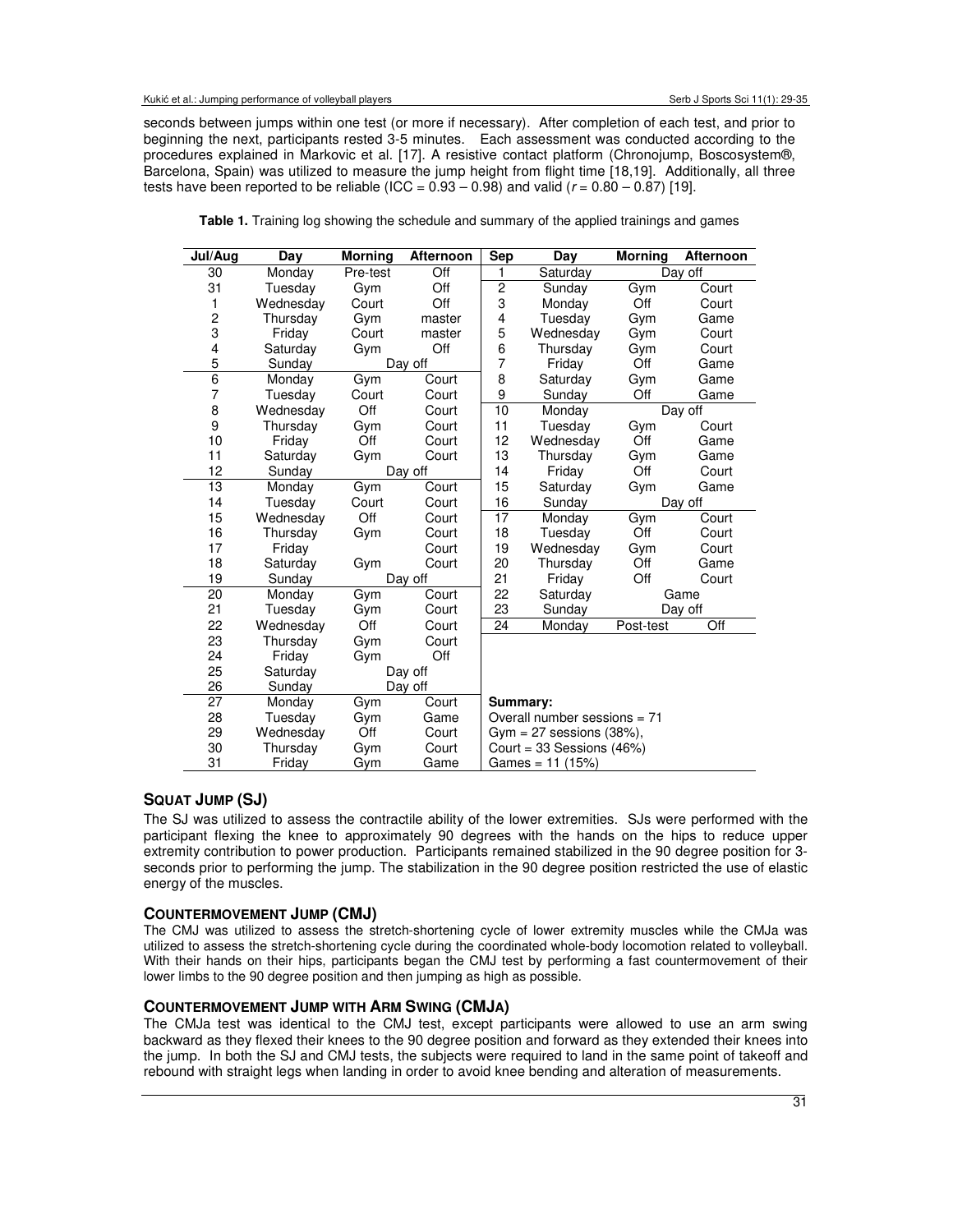seconds between jumps within one test (or more if necessary). After completion of each test, and prior to beginning the next, participants rested 3-5 minutes. Each assessment was conducted according to the procedures explained in Markovic et al. [17]. A resistive contact platform (Chronojump, Boscosystem®, Barcelona, Spain) was utilized to measure the jump height from flight time [18,19]. Additionally, all three tests have been reported to be reliable (ICC = 0.93 – 0.98) and valid ($r$ = 0.80 – 0.87) [19].

**Table 1.** Training log showing the schedule and summary of the applied trainings and games

| Jul/Aug | Day | Morning | Afternoon | Sep | Day | Morning | Afternoon |
|---|---|---|---|---|---|---|---|
| 30 | Monday | Pre-test | Off | 1 | Saturday | Day off | |
| 31 | Tuesday | Gym | Off | 2 | Sunday | Gym | Court |
| 1 | Wednesday | Court | Off | 3 | Monday | Off | Court |
| 2 | Thursday | Gym | master | 4 | Tuesday | Gym | Game |
| 3 | Friday | Court | master | 5 | Wednesday | Gym | Court |
| 4 | Saturday | Gym | Off | 6 | Thursday | Gym | Court |
| 5 | Sunday | Day off | | 7 | Friday | Off | Game |
| 6 | Monday | Gym | Court | 8 | Saturday | Gym | Game |
| 7 | Tuesday | Court | Court | 9 | Sunday | Off | Game |
| 8 | Wednesday | Off | Court | 10 | Monday | Day off | |
| 9 | Thursday | Gym | Court | 11 | Tuesday | Gym | Court |
| 10 | Friday | Off | Court | 12 | Wednesday | Off | Game |
| 11 | Saturday | Gym | Court | 13 | Thursday | Gym | Game |
| 12 | Sunday | Day off | | 14 | Friday | Off | Court |
| 13 | Monday | Gym | Court | 15 | Saturday | Gym | Game |
| 14 | Tuesday | Court | Court | 16 | Sunday | Day off | |
| 15 | Wednesday | Off | Court | 17 | Monday | Gym | Court |
| 16 | Thursday | Gym | Court | 18 | Tuesday | Off | Court |
| 17 | Friday | | Court | 19 | Wednesday | Gym | Court |
| 18 | Saturday | Gym | Court | 20 | Thursday | Off | Game |
| 19 | Sunday | Day off | | 21 | Friday | Off | Court |
| 20 | Monday | Gym | Court | 22 | Saturday | Game | |
| 21 | Tuesday | Gym | Court | 23 | Sunday | Day off | |
| 22 | Wednesday | Off | Court | 24 | Monday | Post-test | Off |
| 23 | Thursday | Gym | Court | | | | |
| 24 | Friday | Gym | Off | | | | |
| 25 | Saturday | Day off | | | | | |
| 26 | Sunday | Day off | | | | | |
| 27 | Monday | Gym | Court | **Summary:** | | | |
| 28 | Tuesday | Gym | Game | Overall number sessions = 71 | | | |
| 29 | Wednesday | Off | Court | Gym = 27 sessions (38%), | | | |
| 30 | Thursday | Gym | Court | Court = 33 Sessions (46%) | | | |
| 31 | Friday | Gym | Game | Games = 11 (15%) | | | |

## SQUAT JUMP (SJ)

The SJ was utilized to assess the contractile ability of the lower extremities. SJs were performed with the participant flexing the knee to approximately 90 degrees with the hands on the hips to reduce upper extremity contribution to power production. Participants remained stabilized in the 90 degree position for 3-seconds prior to performing the jump. The stabilization in the 90 degree position restricted the use of elastic energy of the muscles.

## COUNTERMOVEMENT JUMP (CMJ)

The CMJ was utilized to assess the stretch-shortening cycle of lower extremity muscles while the CMJa was utilized to assess the stretch-shortening cycle during the coordinated whole-body locomotion related to volleyball. With their hands on their hips, participants began the CMJ test by performing a fast countermovement of their lower limbs to the 90 degree position and then jumping as high as possible.

## COUNTERMOVEMENT JUMP WITH ARM SWING (CMJA)

The CMJa test was identical to the CMJ test, except participants were allowed to use an arm swing backward as they flexed their knees to the 90 degree position and forward as they extended their knees into the jump. In both the SJ and CMJ tests, the subjects were required to land in the same point of takeoff and rebound with straight legs when landing in order to avoid knee bending and alteration of measurements.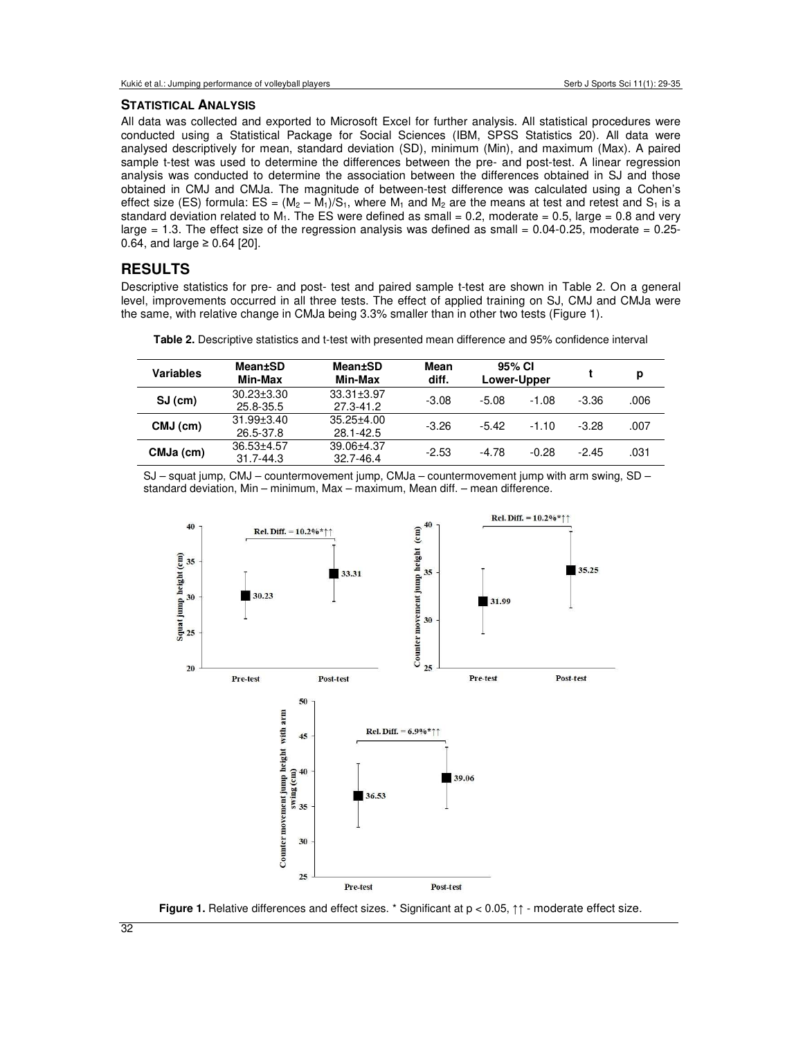### STATISTICAL ANALYSIS

All data was collected and exported to Microsoft Excel for further analysis. All statistical procedures were conducted using a Statistical Package for Social Sciences (IBM, SPSS Statistics 20). All data were analysed descriptively for mean, standard deviation (SD), minimum (Min), and maximum (Max). A paired sample t-test was used to determine the differences between the pre- and post-test. A linear regression analysis was conducted to determine the association between the differences obtained in SJ and those obtained in CMJ and CMJa. The magnitude of between-test difference was calculated using a Cohen's effect size (ES) formula: $ES = (M_2 - M_1)/S_1$, where $M_1$ and $M_2$ are the means at test and retest and $S_1$ is a standard deviation related to $M_1$. The ES were defined as small = 0.2, moderate = 0.5, large = 0.8 and very large = 1.3. The effect size of the regression analysis was defined as small = 0.04-0.25, moderate = 0.25-0.64, and large ≥ 0.64 [20].

## RESULTS

Descriptive statistics for pre- and post- test and paired sample t-test are shown in Table 2. On a general level, improvements occurred in all three tests. The effect of applied training on SJ, CMJ and CMJa were the same, with relative change in CMJa being 3.3% smaller than in other two tests (Figure 1).

**Table 2.** Descriptive statistics and t-test with presented mean difference and 95% confidence interval

| Variables | Mean±SD Min-Max | Mean±SD Min-Max | Mean diff. | 95% CI Lower-Upper | | t | p |
|---|---|---|---|---|---|---|---|
| SJ (cm) | 30.23±3.30 25.8-35.5 | 33.31±3.97 27.3-41.2 | -3.08 | -5.08 | -1.08 | -3.36 | .006 |
| CMJ (cm) | 31.99±3.40 26.5-37.8 | 35.25±4.00 28.1-42.5 | -3.26 | -5.42 | -1.10 | -3.28 | .007 |
| CMJa (cm) | 36.53±4.57 31.7-44.3 | 39.06±4.37 32.7-46.4 | -2.53 | -4.78 | -0.28 | -2.45 | .031 |

SJ – squat jump, CMJ – countermovement jump, CMJa – countermovement jump with arm swing, SD – standard deviation, Min – minimum, Max – maximum, Mean diff. – mean difference.

**Figure 1.** Relative differences and effect sizes. * Significant at $p < 0.05$, ↑↑ - moderate effect size.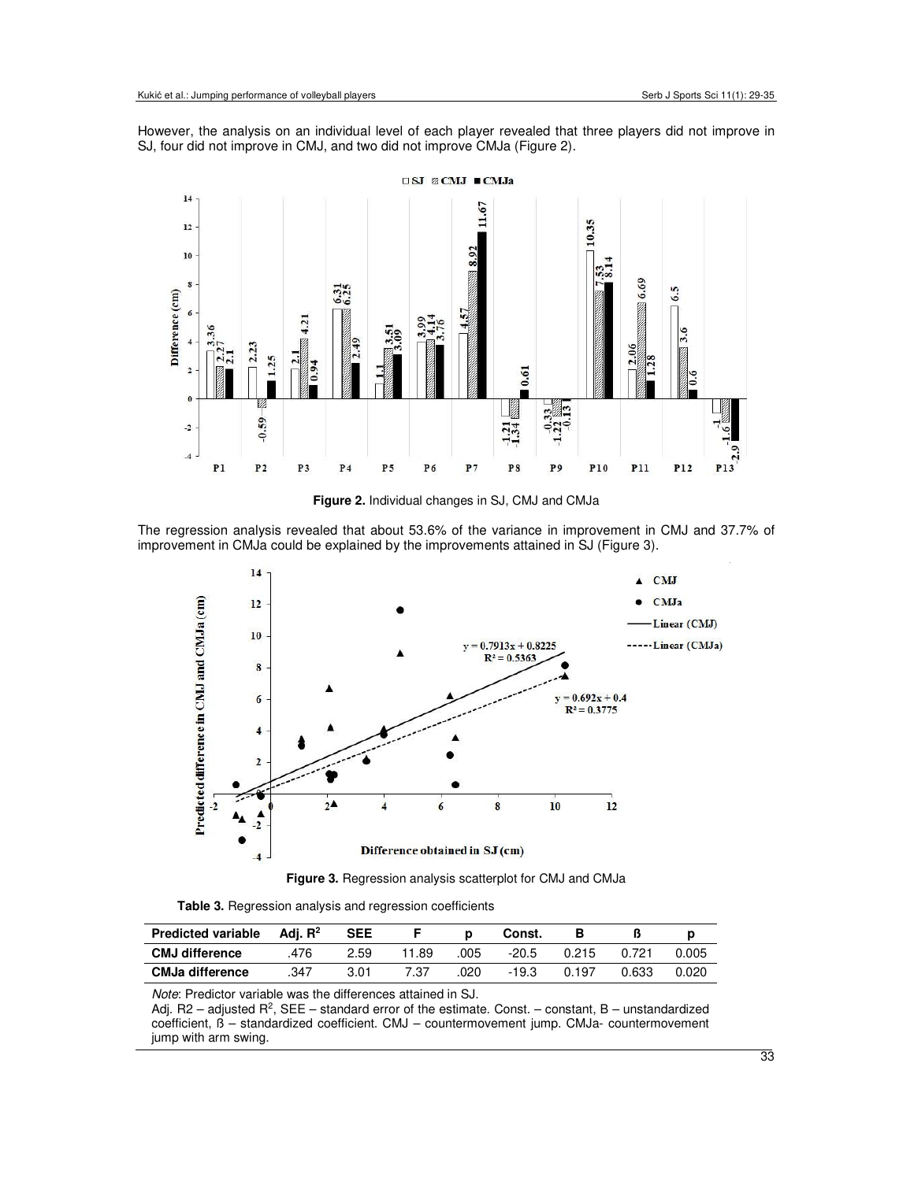However, the analysis on an individual level of each player revealed that three players did not improve in SJ, four did not improve in CMJ, and two did not improve CMJa (Figure 2).

**Figure 2.** Individual changes in SJ, CMJ and CMJa

The regression analysis revealed that about 53.6% of the variance in improvement in CMJ and 37.7% of improvement in CMJa could be explained by the improvements attained in SJ (Figure 3).

**Figure 3.** Regression analysis scatterplot for CMJ and CMJa

**Table 3.** Regression analysis and regression coefficients

| Predicted variable | Adj. $R^2$ | SEE | F | p | Const. | B | ß | p |
|---|---|---|---|---|---|---|---|---|
| **CMJ difference** | .476 | 2.59 | 11.89 | .005 | -20.5 | 0.215 | 0.721 | 0.005 |
| **CMJa difference** | .347 | 3.01 | 7.37 | .020 | -19.3 | 0.197 | 0.633 | 0.020 |

*Note*: Predictor variable was the differences attained in SJ.
Adj. R2 – adjusted $R^2$, SEE – standard error of the estimate. Const. – constant, B – unstandardized coefficient, ß – standardized coefficient. CMJ – countermovement jump. CMJa- countermovement jump with arm swing.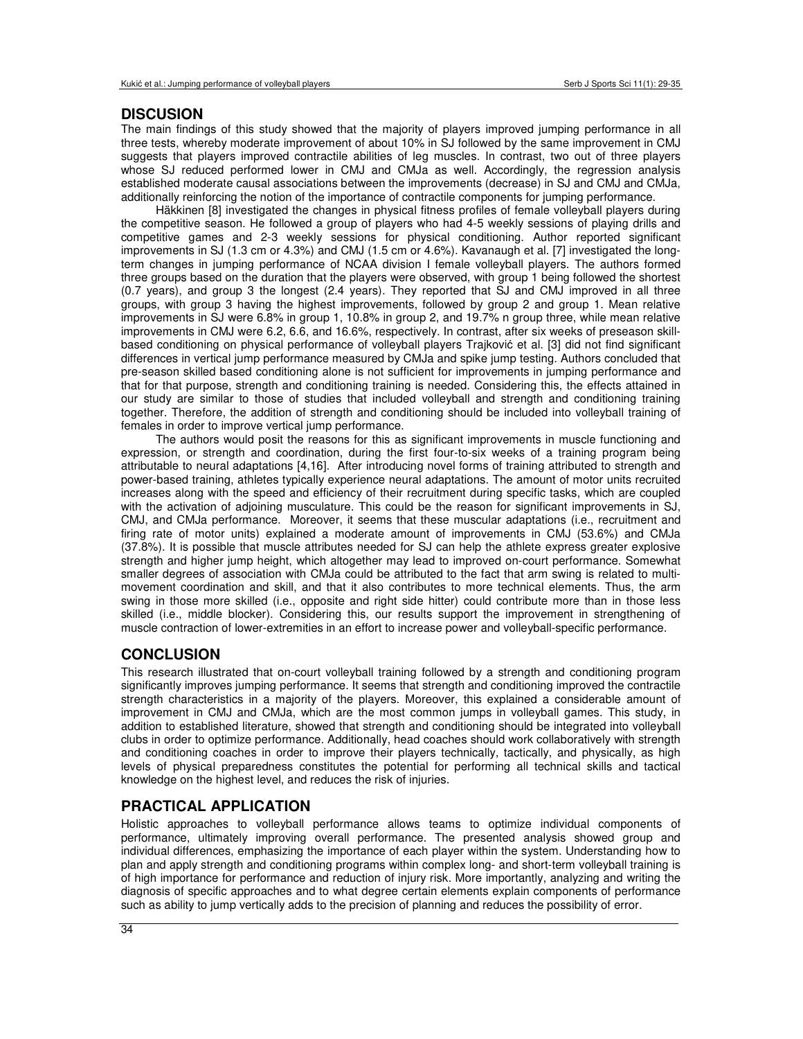## DISCUSION

The main findings of this study showed that the majority of players improved jumping performance in all three tests, whereby moderate improvement of about 10% in SJ followed by the same improvement in CMJ suggests that players improved contractile abilities of leg muscles. In contrast, two out of three players whose SJ reduced performed lower in CMJ and CMJa as well. Accordingly, the regression analysis established moderate causal associations between the improvements (decrease) in SJ and CMJ and CMJa, additionally reinforcing the notion of the importance of contractile components for jumping performance.

Häkkinen [8] investigated the changes in physical fitness profiles of female volleyball players during the competitive season. He followed a group of players who had 4-5 weekly sessions of playing drills and competitive games and 2-3 weekly sessions for physical conditioning. Author reported significant improvements in SJ (1.3 cm or 4.3%) and CMJ (1.5 cm or 4.6%). Kavanaugh et al. [7] investigated the long-term changes in jumping performance of NCAA division I female volleyball players. The authors formed three groups based on the duration that the players were observed, with group 1 being followed the shortest (0.7 years), and group 3 the longest (2.4 years). They reported that SJ and CMJ improved in all three groups, with group 3 having the highest improvements, followed by group 2 and group 1. Mean relative improvements in SJ were 6.8% in group 1, 10.8% in group 2, and 19.7% n group three, while mean relative improvements in CMJ were 6.2, 6.6, and 16.6%, respectively. In contrast, after six weeks of preseason skill-based conditioning on physical performance of volleyball players Trajković et al. [3] did not find significant differences in vertical jump performance measured by CMJa and spike jump testing. Authors concluded that pre-season skilled based conditioning alone is not sufficient for improvements in jumping performance and that for that purpose, strength and conditioning training is needed. Considering this, the effects attained in our study are similar to those of studies that included volleyball and strength and conditioning training together. Therefore, the addition of strength and conditioning should be included into volleyball training of females in order to improve vertical jump performance.

The authors would posit the reasons for this as significant improvements in muscle functioning and expression, or strength and coordination, during the first four-to-six weeks of a training program being attributable to neural adaptations [4,16]. After introducing novel forms of training attributed to strength and power-based training, athletes typically experience neural adaptations. The amount of motor units recruited increases along with the speed and efficiency of their recruitment during specific tasks, which are coupled with the activation of adjoining musculature. This could be the reason for significant improvements in SJ, CMJ, and CMJa performance. Moreover, it seems that these muscular adaptations (i.e., recruitment and firing rate of motor units) explained a moderate amount of improvements in CMJ (53.6%) and CMJa (37.8%). It is possible that muscle attributes needed for SJ can help the athlete express greater explosive strength and higher jump height, which altogether may lead to improved on-court performance. Somewhat smaller degrees of association with CMJa could be attributed to the fact that arm swing is related to multi-movement coordination and skill, and that it also contributes to more technical elements. Thus, the arm swing in those more skilled (i.e., opposite and right side hitter) could contribute more than in those less skilled (i.e., middle blocker). Considering this, our results support the improvement in strengthening of muscle contraction of lower-extremities in an effort to increase power and volleyball-specific performance.

## CONCLUSION

This research illustrated that on-court volleyball training followed by a strength and conditioning program significantly improves jumping performance. It seems that strength and conditioning improved the contractile strength characteristics in a majority of the players. Moreover, this explained a considerable amount of improvement in CMJ and CMJa, which are the most common jumps in volleyball games. This study, in addition to established literature, showed that strength and conditioning should be integrated into volleyball clubs in order to optimize performance. Additionally, head coaches should work collaboratively with strength and conditioning coaches in order to improve their players technically, tactically, and physically, as high levels of physical preparedness constitutes the potential for performing all technical skills and tactical knowledge on the highest level, and reduces the risk of injuries.

## PRACTICAL APPLICATION

Holistic approaches to volleyball performance allows teams to optimize individual components of performance, ultimately improving overall performance. The presented analysis showed group and individual differences, emphasizing the importance of each player within the system. Understanding how to plan and apply strength and conditioning programs within complex long- and short-term volleyball training is of high importance for performance and reduction of injury risk. More importantly, analyzing and writing the diagnosis of specific approaches and to what degree certain elements explain components of performance such as ability to jump vertically adds to the precision of planning and reduces the possibility of error.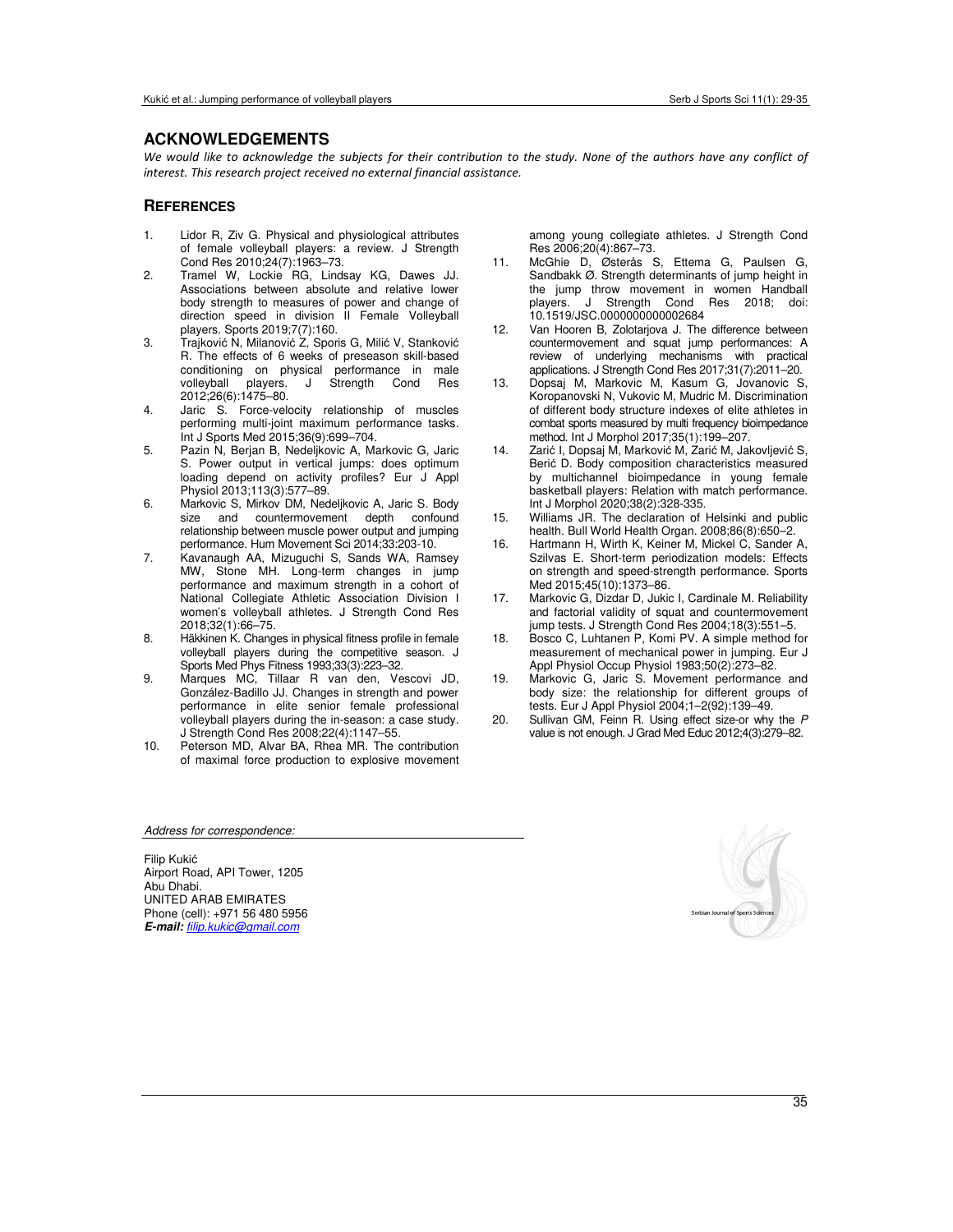## ACKNOWLEDGEMENTS

*We would like to acknowledge the subjects for their contribution to the study. None of the authors have any conflict of interest. This research project received no external financial assistance.*

## REFERENCES

1. Lidor R, Ziv G. Physical and physiological attributes of female volleyball players: a review. J Strength Cond Res 2010;24(7):1963–73.
2. Tramel W, Lockie RG, Lindsay KG, Dawes JJ. Associations between absolute and relative lower body strength to measures of power and change of direction speed in division II Female Volleyball players. Sports 2019;7(7):160.
3. Trajković N, Milanović Z, Sporis G, Milić V, Stanković R. The effects of 6 weeks of preseason skill-based conditioning on physical performance in male volleyball players. J Strength Cond Res 2012;26(6):1475–80.
4. Jaric S. Force-velocity relationship of muscles performing multi-joint maximum performance tasks. Int J Sports Med 2015;36(9):699–704.
5. Pazin N, Berjan B, Nedeljkovic A, Markovic G, Jaric S. Power output in vertical jumps: does optimum loading depend on activity profiles? Eur J Appl Physiol 2013;113(3):577–89.
6. Markovic S, Mirkov DM, Nedeljkovic A, Jaric S. Body size and countermovement depth confound relationship between muscle power output and jumping performance. Hum Movement Sci 2014;33:203-10.
7. Kavanaugh AA, Mizuguchi S, Sands WA, Ramsey MW, Stone MH. Long-term changes in jump performance and maximum strength in a cohort of National Collegiate Athletic Association Division I women's volleyball athletes. J Strength Cond Res 2018;32(1):66–75.
8. Häkkinen K. Changes in physical fitness profile in female volleyball players during the competitive season. J Sports Med Phys Fitness 1993;33(3):223–32.
9. Marques MC, Tillaar R van den, Vescovi JD, González-Badillo JJ. Changes in strength and power performance in elite senior female professional volleyball players during the in-season: a case study. J Strength Cond Res 2008;22(4):1147–55.
10. Peterson MD, Alvar BA, Rhea MR. The contribution of maximal force production to explosive movement among young collegiate athletes. J Strength Cond Res 2006;20(4):867–73.
11. McGhie D, Østerås S, Ettema G, Paulsen G, Sandbakk Ø. Strength determinants of jump height in the jump throw movement in women Handball players. J Strength Cond Res 2018; doi: 10.1519/JSC.0000000000002684
12. Van Hooren B, Zolotarjova J. The difference between countermovement and squat jump performances: A review of underlying mechanisms with practical applications. J Strength Cond Res 2017;31(7):2011–20.
13. Dopsaj M, Markovic M, Kasum G, Jovanovic S, Koropanovski N, Vukovic M, Mudric M. Discrimination of different body structure indexes of elite athletes in combat sports measured by multi frequency bioimpedance method. Int J Morphol 2017;35(1):199–207.
14. Zarić I, Dopsaj M, Marković M, Zarić M, Jakovljević S, Berić D. Body composition characteristics measured by multichannel bioimpedance in young female basketball players: Relation with match performance. Int J Morphol 2020;38(2):328-335.
15. Williams JR. The declaration of Helsinki and public health. Bull World Health Organ. 2008;86(8):650–2.
16. Hartmann H, Wirth K, Keiner M, Mickel C, Sander A, Szilvas E. Short-term periodization models: Effects on strength and speed-strength performance. Sports Med 2015;45(10):1373–86.
17. Markovic G, Dizdar D, Jukic I, Cardinale M. Reliability and factorial validity of squat and countermovement jump tests. J Strength Cond Res 2004;18(3):551–5.
18. Bosco C, Luhtanen P, Komi PV. A simple method for measurement of mechanical power in jumping. Eur J Appl Physiol Occup Physiol 1983;50(2):273–82.
19. Markovic G, Jaric S. Movement performance and body size: the relationship for different groups of tests. Eur J Appl Physiol 2004;1–2(92):139–49.
20. Sullivan GM, Feinn R. Using effect size-or why the *P* value is not enough. J Grad Med Educ 2012;4(3):279–82.

*Address for correspondence:*

Filip Kukić
Airport Road, API Tower, 1205
Abu Dhabi.
UNITED ARAB EMIRATES
Phone (cell): +971 56 480 5956
***E-mail:*** filip.kukic@gmail.com